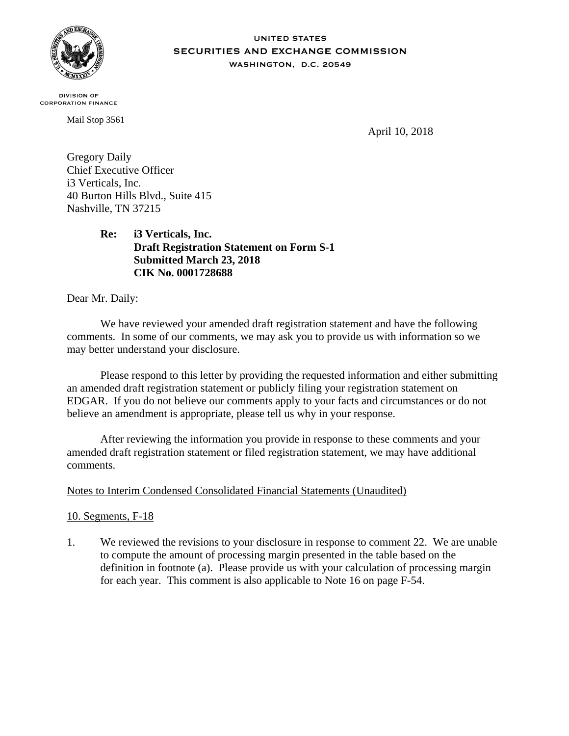UNITED STATES
SECURITIES AND EXCHANGE COMMISSION
WASHINGTON, D.C. 20549

DIVISION OF
CORPORATION FINANCE

Mail Stop 3561

April 10, 2018

Gregory Daily
Chief Executive Officer
i3 Verticals, Inc.
40 Burton Hills Blvd., Suite 415
Nashville, TN 37215

> **Re: i3 Verticals, Inc.**
> **Draft Registration Statement on Form S-1**
> **Submitted March 23, 2018**
> **CIK No. 0001728688**

Dear Mr. Daily:

We have reviewed your amended draft registration statement and have the following comments. In some of our comments, we may ask you to provide us with information so we may better understand your disclosure.

Please respond to this letter by providing the requested information and either submitting an amended draft registration statement or publicly filing your registration statement on EDGAR. If you do not believe our comments apply to your facts and circumstances or do not believe an amendment is appropriate, please tell us why in your response.

After reviewing the information you provide in response to these comments and your amended draft registration statement or filed registration statement, we may have additional comments.

Notes to Interim Condensed Consolidated Financial Statements (Unaudited)

10. Segments, F-18

1. We reviewed the revisions to your disclosure in response to comment 22. We are unable to compute the amount of processing margin presented in the table based on the definition in footnote (a). Please provide us with your calculation of processing margin for each year. This comment is also applicable to Note 16 on page F-54.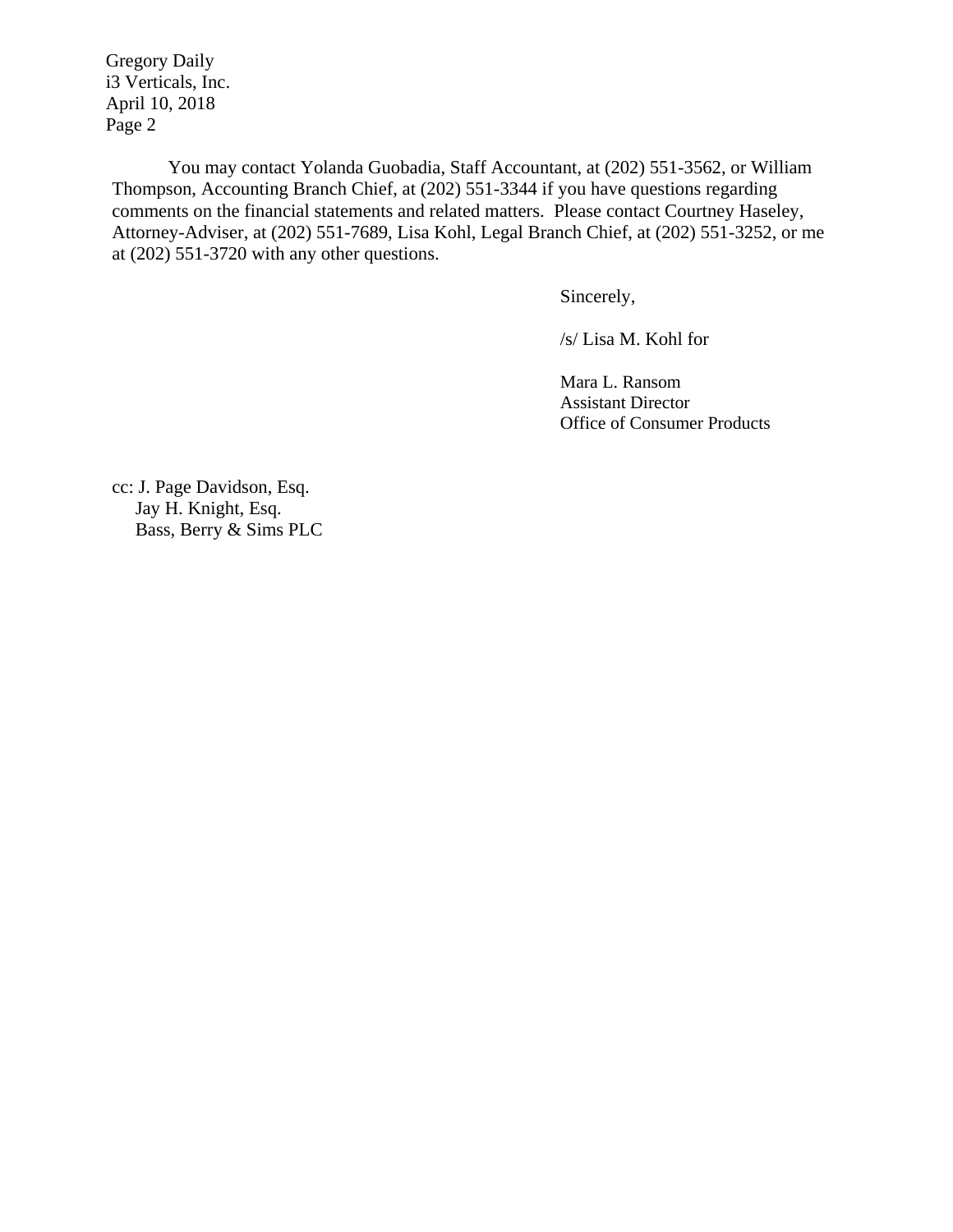You may contact Yolanda Guobadia, Staff Accountant, at (202) 551-3562, or William Thompson, Accounting Branch Chief, at (202) 551-3344 if you have questions regarding comments on the financial statements and related matters. Please contact Courtney Haseley, Attorney-Adviser, at (202) 551-7689, Lisa Kohl, Legal Branch Chief, at (202) 551-3252, or me at (202) 551-3720 with any other questions.

Sincerely,

/s/ Lisa M. Kohl for

Mara L. Ransom
Assistant Director
Office of Consumer Products

cc: J. Page Davidson, Esq.
Jay H. Knight, Esq.
Bass, Berry & Sims PLC